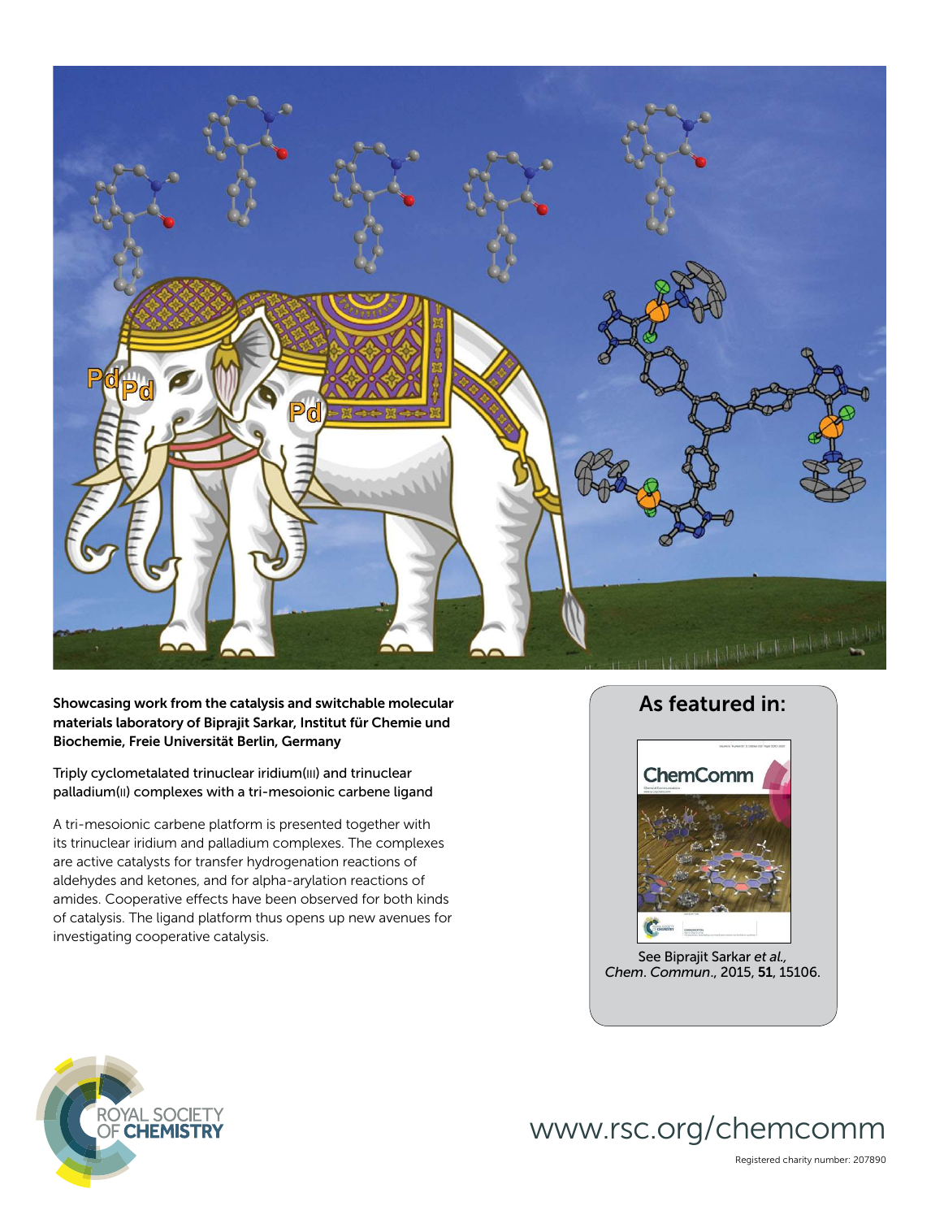Showcasing work from the catalysis and switchable molecular materials laboratory of Biprajit Sarkar, Institut für Chemie und Biochemie, Freie Universität Berlin, Germany

Triply cyclometalated trinuclear iridium(III) and trinuclear palladium(II) complexes with a tri-mesoionic carbene ligand

A tri-mesoionic carbene platform is presented together with its trinuclear iridium and palladium complexes. The complexes are active catalysts for transfer hydrogenation reactions of aldehydes and ketones, and for alpha-arylation reactions of amides. Cooperative effects have been observed for both kinds of catalysis. The ligand platform thus opens up new avenues for investigating cooperative catalysis.

## As featured in:

See Biprajit Sarkar *et al.*, *Chem. Commun.*, 2015, **51**, 15106.

www.rsc.org/chemcomm

Registered charity number: 207890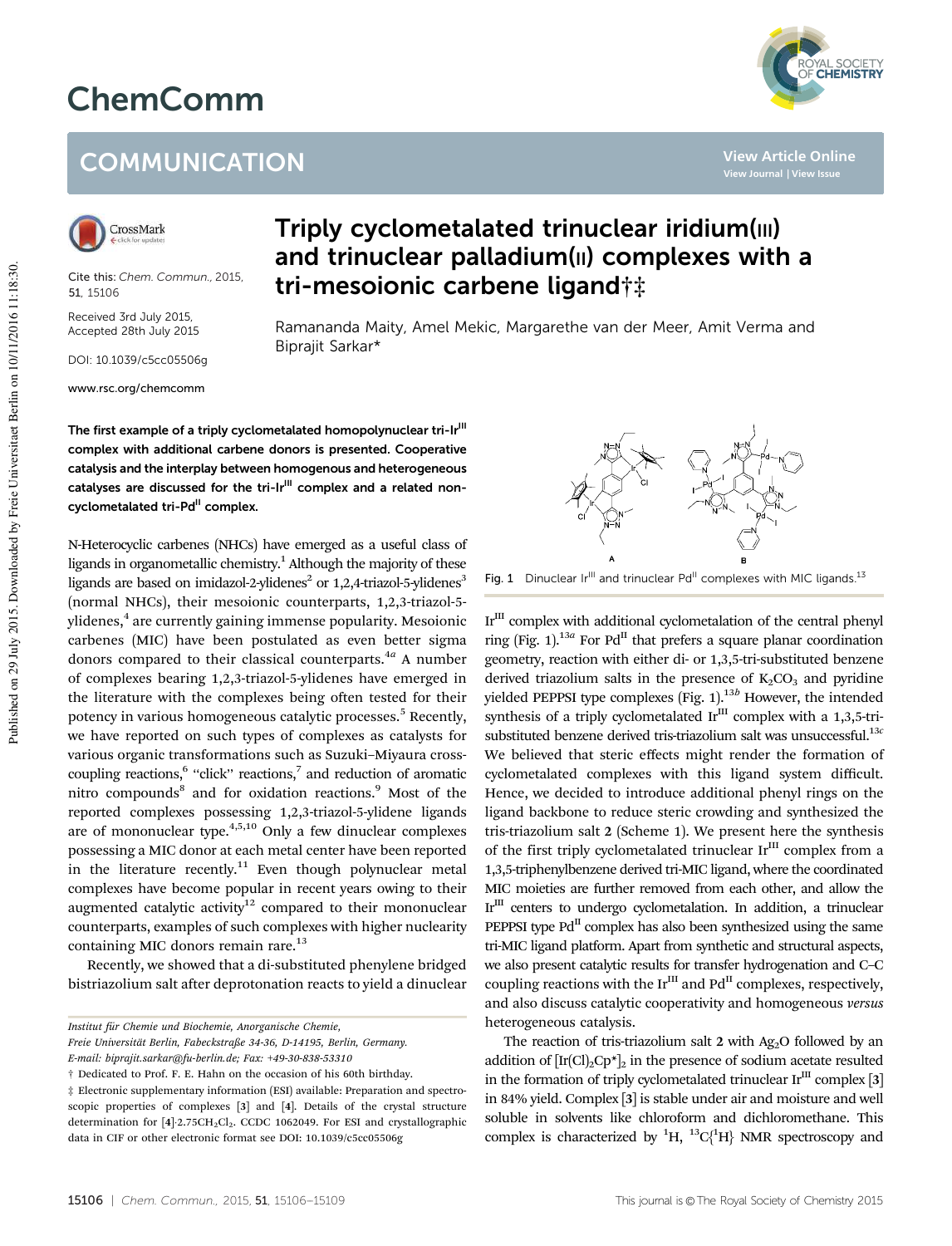# ChemComm

## COMMUNICATION

Cite this: *Chem. Commun.*, 2015, 51, 15106

Received 3rd July 2015, Accepted 28th July 2015

DOI: 10.1039/c5cc05506g

www.rsc.org/chemcomm

# Triply cyclometalated trinuclear iridium(III) and trinuclear palladium(II) complexes with a tri-mesoionic carbene ligand†‡

Ramananda Maity, Amel Mekic, Margarethe van der Meer, Amit Verma and Biprajit Sarkar*

**The first example of a triply cyclometalated homopolynuclear tri-Ir$^{III}$ complex with additional carbene donors is presented. Cooperative catalysis and the interplay between homogenous and heterogeneous catalyses are discussed for the tri-Ir$^{III}$ complex and a related non-cyclometalated tri-Pd$^{II}$ complex.**

N-Heterocyclic carbenes (NHCs) have emerged as a useful class of ligands in organometallic chemistry.[1] Although the majority of these ligands are based on imidazol-2-ylidenes[2] or 1,2,4-triazol-5-ylidenes[3] (normal NHCs), their mesoionic counterparts, 1,2,3-triazol-5-ylidenes,[4] are currently gaining immense popularity. Mesoionic carbenes (MIC) have been postulated as even better sigma donors compared to their classical counterparts.[4a] A number of complexes bearing 1,2,3-triazol-5-ylidenes have emerged in the literature with the complexes being often tested for their potency in various homogeneous catalytic processes.[5] Recently, we have reported on such types of complexes as catalysts for various organic transformations such as Suzuki–Miyaura cross-coupling reactions,[6] "click" reactions,[7] and reduction of aromatic nitro compounds[8] and for oxidation reactions.[9] Most of the reported complexes possessing 1,2,3-triazol-5-ylidene ligands are of mononuclear type.[4,5,10] Only a few dinuclear complexes possessing a MIC donor at each metal center have been reported in the literature recently.[11] Even though polynuclear metal complexes have become popular in recent years owing to their augmented catalytic activity[12] compared to their mononuclear counterparts, examples of such complexes with higher nuclearity containing MIC donors remain rare.[13]

Recently, we showed that a di-substituted phenylene bridged bistriazolium salt after deprotonation reacts to yield a dinuclear Ir$^{III}$ complex with additional cyclometalation of the central phenyl ring (Fig. 1).[13a] For Pd$^{II}$ that prefers a square planar coordination geometry, reaction with either di- or 1,3,5-tri-substituted benzene derived triazolium salts in the presence of $K_2CO_3$ and pyridine yielded PEPPSI type complexes (Fig. 1).[13b] However, the intended synthesis of a triply cyclometalated Ir$^{III}$ complex with a 1,3,5-tri-substituted benzene derived tris-triazolium salt was unsuccessful.[13c] We believed that steric effects might render the formation of cyclometalated complexes with this ligand system difficult. Hence, we decided to introduce additional phenyl rings on the ligand backbone to reduce steric crowding and synthesized the tris-triazolium salt **2** (Scheme 1). We present here the synthesis of the first triply cyclometalated trinuclear Ir$^{III}$ complex from a 1,3,5-triphenylbenzene derived tri-MIC ligand, where the coordinated MIC moieties are further removed from each other, and allow the Ir$^{III}$ centers to undergo cyclometalation. In addition, a trinuclear PEPPSI type Pd$^{II}$ complex has also been synthesized using the same tri-MIC ligand platform. Apart from synthetic and structural aspects, we also present catalytic results for transfer hydrogenation and C–C coupling reactions with the Ir$^{III}$ and Pd$^{II}$ complexes, respectively, and also discuss catalytic cooperativity and homogeneous *versus* heterogeneous catalysis.

Fig. 1 Dinuclear Ir$^{III}$ and trinuclear Pd$^{II}$ complexes with MIC ligands.[13]

The reaction of tris-triazolium salt **2** with $Ag_2O$ followed by an addition of $[Ir(Cl)_2Cp^*]_2$ in the presence of sodium acetate resulted in the formation of triply cyclometalated trinuclear Ir$^{III}$ complex [**3**] in 84% yield. Complex [**3**] is stable under air and moisture and well soluble in solvents like chloroform and dichloromethane. This complex is characterized by $^1H$, $^{13}C\{^1H\}$ NMR spectroscopy and

---

*Institut für Chemie und Biochemie, Anorganische Chemie, Freie Universität Berlin, Fabeckstraße 34-36, D-14195, Berlin, Germany. E-mail: biprajit.sarkar@fu-berlin.de; Fax: +49-30-838-53310*

† Dedicated to Prof. F. E. Hahn on the occasion of his 60th birthday.

‡ Electronic supplementary information (ESI) available: Preparation and spectroscopic properties of complexes [**3**] and [**4**]. Details of the crystal structure determination for [**4**]·2.75$CH_2Cl_2$. CCDC 1062049. For ESI and crystallographic data in CIF or other electronic format see DOI: 10.1039/c5cc05506g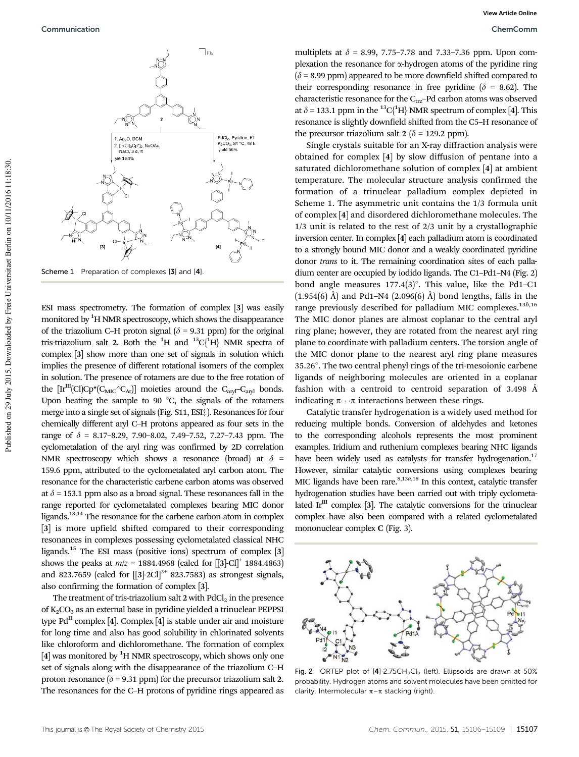ESI mass spectrometry. The formation of complex [3] was easily monitored by $^1$H NMR spectroscopy, which shows the disappearance of the triazolium C–H proton signal ($\delta$ = 9.31 ppm) for the original tris-triazolium salt 2. Both the $^1$H and $^{13}$C{$^1$H} NMR spectra of complex [3] show more than one set of signals in solution which implies the presence of different rotational isomers of the complex in solution. The presence of rotamers are due to the free rotation of the [Ir$^{III}$(Cl)Cp*(C$_{MIC}$^C$_{Ar}$)] moieties around the C$_{aryl}$–C$_{aryl}$ bonds. Upon heating the sample to 90 °C, the signals of the rotamers merge into a single set of signals (Fig. S11, ESI‡). Resonances for four chemically different aryl C–H protons appeared as four sets in the range of $\delta$ = 8.17–8.29, 7.90–8.02, 7.49–7.52, 7.27–7.43 ppm. The cyclometalation of the aryl ring was confirmed by 2D correlation NMR spectroscopy which shows a resonance (broad) at $\delta$ = 159.6 ppm, attributed to the cyclometalated aryl carbon atom. The resonance for the characteristic carbene carbon atoms was observed at $\delta$ = 153.1 ppm also as a broad signal. These resonances fall in the range reported for cyclometalated complexes bearing MIC donor ligands.[13,14] The resonance for the carbene carbon atom in complex [3] is more upfield shifted compared to their corresponding resonances in complexes possessing cyclometalated classical NHC ligands.[15] The ESI mass (positive ions) spectrum of complex [3] shows the peaks at $m/z$ = 1884.4968 (calcd for [[3]-Cl]$^+$ 1884.4863) and 823.7659 (calcd for [[3]-2Cl]$^{2+}$ 823.7583) as strongest signals, also confirming the formation of complex [3].

The treatment of tris-triazolium salt 2 with $PdCl_2$ in the presence of $K_2CO_3$ as an external base in pyridine yielded a trinuclear PEPPSI type Pd$^{II}$ complex [4]. Complex [4] is stable under air and moisture for long time and also has good solubility in chlorinated solvents like chloroform and dichloromethane. The formation of complex [4] was monitored by $^1$H NMR spectroscopy, which shows only one set of signals along with the disappearance of the triazolium C–H proton resonance ($\delta$ = 9.31 ppm) for the precursor triazolium salt 2. The resonances for the C–H protons of pyridine rings appeared as multiplets at $\delta$ = 8.99, 7.75–7.78 and 7.33–7.36 ppm. Upon complexation the resonance for α-hydrogen atoms of the pyridine ring ($\delta$ = 8.99 ppm) appeared to be more downfield shifted compared to their corresponding resonance in free pyridine ($\delta$ = 8.62). The characteristic resonance for the C$_{trz}$–Pd carbon atoms was observed at $\delta$ = 133.1 ppm in the $^{13}$C{$^1$H} NMR spectrum of complex [4]. This resonance is slightly downfield shifted from the C5–H resonance of the precursor triazolium salt 2 ($\delta$ = 129.2 ppm).

Single crystals suitable for an X-ray diffraction analysis were obtained for complex [4] by slow diffusion of pentane into a saturated dichloromethane solution of complex [4] at ambient temperature. The molecular structure analysis confirmed the formation of a trinuclear palladium complex depicted in Scheme 1. The asymmetric unit contains the 1/3 formula unit of complex [4] and disordered dichloromethane molecules. The 1/3 unit is related to the rest of 2/3 unit by a crystallographic inversion center. In complex [4] each palladium atom is coordinated to a strongly bound MIC donor and a weakly coordinated pyridine donor *trans* to it. The remaining coordination sites of each palladium center are occupied by iodido ligands. The C1–Pd1–N4 (Fig. 2) bond angle measures 177.4(3)°. This value, like the Pd1–C1 (1.954(6) Å) and Pd1–N4 (2.096(6) Å) bond lengths, falls in the range previously described for palladium MIC complexes.[13b,16] The MIC donor planes are almost coplanar to the central aryl ring plane; however, they are rotated from the nearest aryl ring plane to coordinate with palladium centers. The torsion angle of the MIC donor plane to the nearest aryl ring plane measures 35.26°. The two central phenyl rings of the tri-mesoionic carbene ligands of neighboring molecules are oriented in a coplanar fashion with a centroid to centroid separation of 3.498 Å indicating π···π interactions between these rings.

Catalytic transfer hydrogenation is a widely used method for reducing multiple bonds. Conversion of aldehydes and ketones to the corresponding alcohols represents the most prominent examples. Iridium and ruthenium complexes bearing NHC ligands have been widely used as catalysts for transfer hydrogenation.[17] However, similar catalytic conversions using complexes bearing MIC ligands have been rare.[8,13a,18] In this context, catalytic transfer hydrogenation studies have been carried out with triply cyclometalated Ir$^{III}$ complex [3]. The catalytic conversions for the trinuclear complex have also been compared with a related cyclometalated mononuclear complex C (Fig. 3).

Scheme 1 Preparation of complexes [3] and [4].

Fig. 2 ORTEP plot of [4]·2.75CH$_2$Cl$_2$ (left). Ellipsoids are drawn at 50% probability. Hydrogen atoms and solvent molecules have been omitted for clarity. Intermolecular π–π stacking (right).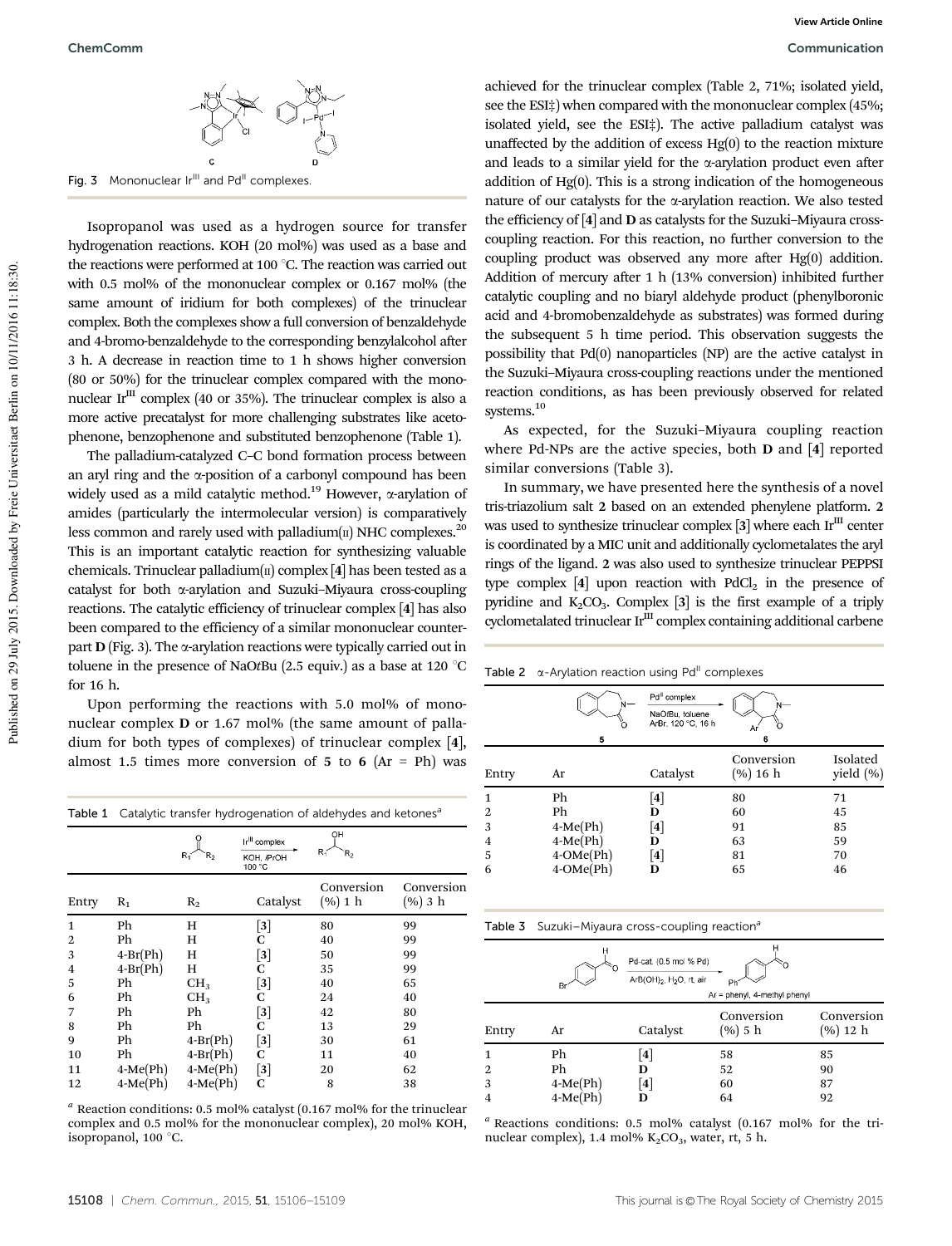Fig. 3 Mononuclear $Ir^{III}$ and $Pd^{II}$ complexes.

Isopropanol was used as a hydrogen source for transfer hydrogenation reactions. KOH (20 mol%) was used as a base and the reactions were performed at 100 °C. The reaction was carried out with 0.5 mol% of the mononuclear complex or 0.167 mol% (the same amount of iridium for both complexes) of the trinuclear complex. Both the complexes show a full conversion of benzaldehyde and 4-bromo-benzaldehyde to the corresponding benzylalcohol after 3 h. A decrease in reaction time to 1 h shows higher conversion (80 or 50%) for the trinuclear complex compared with the mononuclear $Ir^{III}$ complex (40 or 35%). The trinuclear complex is also a more active precatalyst for more challenging substrates like acetophenone, benzophenone and substituted benzophenone (Table 1).

The palladium-catalyzed C–C bond formation process between an aryl ring and the α-position of a carbonyl compound has been widely used as a mild catalytic method.[19] However, α-arylation of amides (particularly the intermolecular version) is comparatively less common and rarely used with palladium(II) NHC complexes.[20] This is an important catalytic reaction for synthesizing valuable chemicals. Trinuclear palladium(II) complex [**4**] has been tested as a catalyst for both α-arylation and Suzuki–Miyaura cross-coupling reactions. The catalytic efficiency of trinuclear complex [**4**] has also been compared to the efficiency of a similar mononuclear counterpart **D** (Fig. 3). The α-arylation reactions were typically carried out in toluene in the presence of NaO*t*Bu (2.5 equiv.) as a base at 120 °C for 16 h.

Upon performing the reactions with 5.0 mol% of mononuclear complex **D** or 1.67 mol% (the same amount of palladium for both types of complexes) of trinuclear complex [**4**], almost 1.5 times more conversion of **5** to **6** (Ar = Ph) was achieved for the trinuclear complex (Table 2, 71%; isolated yield, see the ESI‡) when compared with the mononuclear complex (45%; isolated yield, see the ESI‡). The active palladium catalyst was unaffected by the addition of excess Hg(0) to the reaction mixture and leads to a similar yield for the α-arylation product even after addition of Hg(0). This is a strong indication of the homogeneous nature of our catalysts for the α-arylation reaction. We also tested the efficiency of [**4**] and **D** as catalysts for the Suzuki–Miyaura cross-coupling reaction. For this reaction, no further conversion to the coupling product was observed any more after Hg(0) addition. Addition of mercury after 1 h (13% conversion) inhibited further catalytic coupling and no biaryl aldehyde product (phenylboronic acid and 4-bromobenzaldehyde as substrates) was formed during the subsequent 5 h time period. This observation suggests the possibility that Pd(0) nanoparticles (NP) are the active catalyst in the Suzuki–Miyaura cross-coupling reactions under the mentioned reaction conditions, as has been previously observed for related systems.[10]

As expected, for the Suzuki–Miyaura coupling reaction where Pd-NPs are the active species, both **D** and [**4**] reported similar conversions (Table 3).

In summary, we have presented here the synthesis of a novel tris-triazolium salt **2** based on an extended phenylene platform. **2** was used to synthesize trinuclear complex [**3**] where each $Ir^{III}$ center is coordinated by a MIC unit and additionally cyclometalates the aryl rings of the ligand. **2** was also used to synthesize trinuclear PEPPSI type complex [**4**] upon reaction with $PdCl_2$ in the presence of pyridine and $K_2CO_3$. Complex [**3**] is the first example of a triply cyclometalated trinuclear $Ir^{III}$ complex containing additional carbene

Table 1 Catalytic transfer hydrogenation of aldehydes and ketones[a]

| Entry | $R_1$ | $R_2$ | Catalyst | Conversion (%) 1 h | Conversion (%) 3 h |
|---|---|---|---|---|---|
| 1 | Ph | H | [**3**] | 80 | 99 |
| 2 | Ph | H | **C** | 40 | 99 |
| 3 | 4-Br(Ph) | H | [**3**] | 50 | 99 |
| 4 | 4-Br(Ph) | H | **C** | 35 | 99 |
| 5 | Ph | $CH_3$ | [**3**] | 40 | 65 |
| 6 | Ph | $CH_3$ | **C** | 24 | 40 |
| 7 | Ph | Ph | [**3**] | 42 | 80 |
| 8 | Ph | Ph | **C** | 13 | 29 |
| 9 | Ph | 4-Br(Ph) | [**3**] | 30 | 61 |
| 10 | Ph | 4-Br(Ph) | **C** | 11 | 40 |
| 11 | 4-Me(Ph) | 4-Me(Ph) | [**3**] | 20 | 62 |
| 12 | 4-Me(Ph) | 4-Me(Ph) | **C** | 8 | 38 |

[a] Reaction conditions: 0.5 mol% catalyst (0.167 mol% for the trinuclear complex and 0.5 mol% for the mononuclear complex), 20 mol% KOH, isopropanol, 100 °C.

Table 2 α-Arylation reaction using $Pd^{II}$ complexes

| Entry | Ar | Catalyst | Conversion (%) 16 h | Isolated yield (%) |
|---|---|---|---|---|
| 1 | Ph | [**4**] | 80 | 71 |
| 2 | Ph | **D** | 60 | 45 |
| 3 | 4-Me(Ph) | [**4**] | 91 | 85 |
| 4 | 4-Me(Ph) | **D** | 63 | 59 |
| 5 | 4-OMe(Ph) | [**4**] | 81 | 70 |
| 6 | 4-OMe(Ph) | **D** | 65 | 46 |

Table 3 Suzuki–Miyaura cross-coupling reaction[a]

| Entry | Ar | Catalyst | Conversion (%) 5 h | Conversion (%) 12 h |
|---|---|---|---|---|
| 1 | Ph | [**4**] | 58 | 85 |
| 2 | Ph | **D** | 52 | 90 |
| 3 | 4-Me(Ph) | [**4**] | 60 | 87 |
| 4 | 4-Me(Ph) | **D** | 64 | 92 |

[a] Reactions conditions: 0.5 mol% catalyst (0.167 mol% for the trinuclear complex), 1.4 mol% $K_2CO_3$, water, rt, 5 h.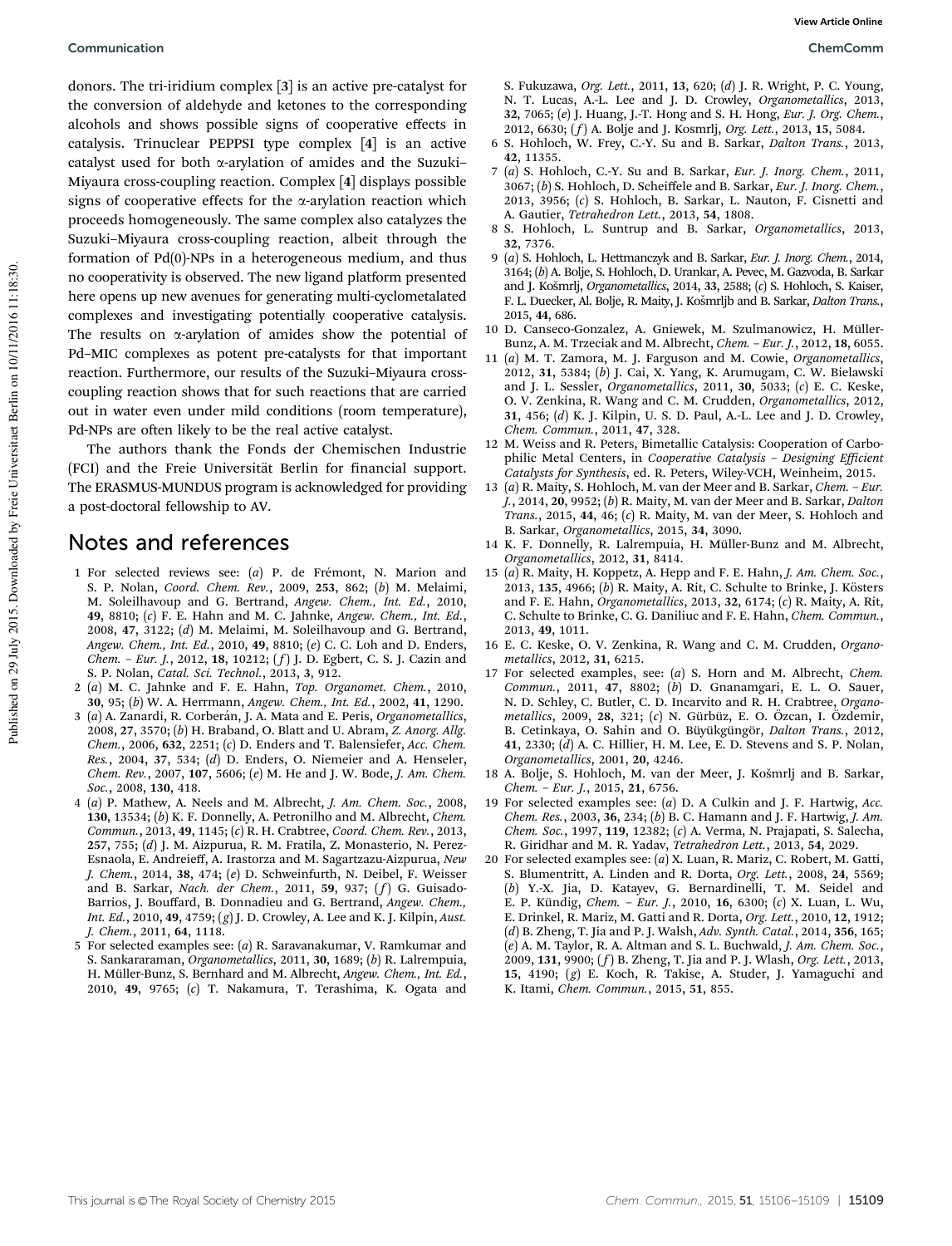donors. The tri-iridium complex [3] is an active pre-catalyst for the conversion of aldehyde and ketones to the corresponding alcohols and shows possible signs of cooperative effects in catalysis. Trinuclear PEPPSI type complex [4] is an active catalyst used for both α-arylation of amides and the Suzuki–Miyaura cross-coupling reaction. Complex [4] displays possible signs of cooperative effects for the α-arylation reaction which proceeds homogeneously. The same complex also catalyzes the Suzuki–Miyaura cross-coupling reaction, albeit through the formation of Pd(0)-NPs in a heterogeneous medium, and thus no cooperativity is observed. The new ligand platform presented here opens up new avenues for generating multi-cyclometalated complexes and investigating potentially cooperative catalysis. The results on α-arylation of amides show the potential of Pd–MIC complexes as potent pre-catalysts for that important reaction. Furthermore, our results of the Suzuki–Miyaura cross-coupling reaction shows that for such reactions that are carried out in water even under mild conditions (room temperature), Pd-NPs are often likely to be the real active catalyst.

The authors thank the Fonds der Chemischen Industrie (FCI) and the Freie Universität Berlin for financial support. The ERASMUS-MUNDUS program is acknowledged for providing a post-doctoral fellowship to AV.

## Notes and references

1 For selected reviews see: (*a*) P. de Frémont, N. Marion and S. P. Nolan, *Coord. Chem. Rev.*, 2009, **253**, 862; (*b*) M. Melaimi, M. Soleilhavoup and G. Bertrand, *Angew. Chem., Int. Ed.*, 2010, **49**, 8810; (*c*) F. E. Hahn and M. C. Jahnke, *Angew. Chem., Int. Ed.*, 2008, **47**, 3122; (*d*) M. Melaimi, M. Soleilhavoup and G. Bertrand, *Angew. Chem., Int. Ed.*, 2010, **49**, 8810; (*e*) C. C. Loh and D. Enders, *Chem. – Eur. J.*, 2012, **18**, 10212; (*f*) J. D. Egbert, C. S. J. Cazin and S. P. Nolan, *Catal. Sci. Technol.*, 2013, **3**, 912.

2 (*a*) M. C. Jahnke and F. E. Hahn, *Top. Organomet. Chem.*, 2010, **30**, 95; (*b*) W. A. Herrmann, *Angew. Chem., Int. Ed.*, 2002, **41**, 1290.

3 (*a*) A. Zanardi, R. Corberán, J. A. Mata and E. Peris, *Organometallics*, 2008, **27**, 3570; (*b*) H. Braband, O. Blatt and U. Abram, *Z. Anorg. Allg. Chem.*, 2006, **632**, 2251; (*c*) D. Enders and T. Balensiefer, *Acc. Chem. Res.*, 2004, **37**, 534; (*d*) D. Enders, O. Niemeier and A. Henseler, *Chem. Rev.*, 2007, **107**, 5606; (*e*) M. He and J. W. Bode, *J. Am. Chem. Soc.*, 2008, **130**, 418.

4 (*a*) P. Mathew, A. Neels and M. Albrecht, *J. Am. Chem. Soc.*, 2008, **130**, 13534; (*b*) K. F. Donnelly, A. Petronilho and M. Albrecht, *Chem. Commun.*, 2013, **49**, 1145; (*c*) R. H. Crabtree, *Coord. Chem. Rev.*, 2013, **257**, 755; (*d*) J. M. Aizpurua, R. M. Fratila, Z. Monasterio, N. Perez-Esnaola, E. Andreieff, A. Irastorza and M. Sagartzazu-Aizpurua, *New J. Chem.*, 2014, **38**, 474; (*e*) D. Schweinfurth, N. Deibel, F. Weisser and B. Sarkar, *Nach. der Chem.*, 2011, **59**, 937; (*f*) G. Guisado-Barrios, J. Bouffard, B. Donnadieu and G. Bertrand, *Angew. Chem., Int. Ed.*, 2010, **49**, 4759; (*g*) J. D. Crowley, A. Lee and K. J. Kilpin, *Aust. J. Chem.*, 2011, **64**, 1118.

5 For selected examples see: (*a*) R. Saravanakumar, V. Ramkumar and S. Sankararaman, *Organometallics*, 2011, **30**, 1689; (*b*) R. Lalrempuia, H. Müller-Bunz, S. Bernhard and M. Albrecht, *Angew. Chem., Int. Ed.*, 2010, **49**, 9765; (*c*) T. Nakamura, T. Terashima, K. Ogata and S. Fukuzawa, *Org. Lett.*, 2011, **13**, 620; (*d*) J. R. Wright, P. C. Young, N. T. Lucas, A.-L. Lee and J. D. Crowley, *Organometallics*, 2013, **32**, 7065; (*e*) J. Huang, J.-T. Hong and S. H. Hong, *Eur. J. Org. Chem.*, 2012, 6630; (*f*) A. Bolje and J. Kosmrlj, *Org. Lett.*, 2013, **15**, 5084.

6 S. Hohloch, W. Frey, C.-Y. Su and B. Sarkar, *Dalton Trans.*, 2013, **42**, 11355.

7 (*a*) S. Hohloch, C.-Y. Su and B. Sarkar, *Eur. J. Inorg. Chem.*, 2011, 3067; (*b*) S. Hohloch, D. Scheiffele and B. Sarkar, *Eur. J. Inorg. Chem.*, 2013, 3956; (*c*) S. Hohloch, B. Sarkar, L. Nauton, F. Cisnetti and A. Gautier, *Tetrahedron Lett.*, 2013, **54**, 1808.

8 S. Hohloch, L. Suntrup and B. Sarkar, *Organometallics*, 2013, **32**, 7376.

9 (*a*) S. Hohloch, L. Hettmanczyk and B. Sarkar, *Eur. J. Inorg. Chem.*, 2014, 3164; (*b*) A. Bolje, S. Hohloch, D. Urankar, A. Pevec, M. Gazvoda, B. Sarkar and J. Košmrlj, *Organometallics*, 2014, **33**, 2588; (*c*) S. Hohloch, S. Kaiser, F. L. Duecker, Al. Bolje, R. Maity, J. Košmrljb and B. Sarkar, *Dalton Trans.*, 2015, **44**, 686.

10 D. Canseco-Gonzalez, A. Gniewek, M. Szulmanowicz, H. Müller-Bunz, A. M. Trzeciak and M. Albrecht, *Chem. – Eur. J.*, 2012, **18**, 6055.

11 (*a*) M. T. Zamora, M. J. Ferguson and M. Cowie, *Organometallics*, 2012, **31**, 5384; (*b*) J. Cai, X. Yang, K. Arumugam, C. W. Bielawski and J. L. Sessler, *Organometallics*, 2011, **30**, 5033; (*c*) E. C. Keske, O. V. Zenkina, R. Wang and C. M. Crudden, *Organometallics*, 2012, **31**, 456; (*d*) K. J. Kilpin, U. S. D. Paul, A.-L. Lee and J. D. Crowley, *Chem. Commun.*, 2011, **47**, 328.

12 M. Weiss and R. Peters, Bimetallic Catalysis: Cooperation of Carbophilic Metal Centers, in *Cooperative Catalysis – Designing Efficient Catalysts for Synthesis*, ed. R. Peters, Wiley-VCH, Weinheim, 2015.

13 (*a*) R. Maity, S. Hohloch, M. van der Meer and B. Sarkar, *Chem. – Eur. J.*, 2014, **20**, 9952; (*b*) R. Maity, M. van der Meer and B. Sarkar, *Dalton Trans.*, 2015, **44**, 46; (*c*) R. Maity, M. van der Meer, S. Hohloch and B. Sarkar, *Organometallics*, 2015, **34**, 3090.

14 K. F. Donnelly, R. Lalrempuia, H. Müller-Bunz and M. Albrecht, *Organometallics*, 2012, **31**, 8414.

15 (*a*) R. Maity, H. Koppetz, A. Hepp and F. E. Hahn, *J. Am. Chem. Soc.*, 2013, **135**, 4966; (*b*) R. Maity, A. Rit, C. Schulte to Brinke, J. Kösters and F. E. Hahn, *Organometallics*, 2013, **32**, 6174; (*c*) R. Maity, A. Rit, C. Schulte to Brinke, C. G. Daniliuc and F. E. Hahn, *Chem. Commun.*, 2013, **49**, 1011.

16 E. C. Keske, O. V. Zenkina, R. Wang and C. M. Crudden, *Organometallics*, 2012, **31**, 6215.

17 For selected examples, see: (*a*) S. Horn and M. Albrecht, *Chem. Commun.*, 2011, **47**, 8802; (*b*) D. Gnanamgari, E. L. O. Sauer, N. D. Schley, C. Butler, C. D. Incarvito and R. H. Crabtree, *Organometallics*, 2009, **28**, 321; (*c*) N. Gürbüz, E. O. Özcan, I. Özdemir, B. Cetinkaya, O. Sahin and O. Büyükgüngör, *Dalton Trans.*, 2012, **41**, 2330; (*d*) A. C. Hillier, H. M. Lee, E. D. Stevens and S. P. Nolan, *Organometallics*, 2001, **20**, 4246.

18 A. Bolje, S. Hohloch, M. van der Meer, J. Košmrlj and B. Sarkar, *Chem. – Eur. J.*, 2015, **21**, 6756.

19 For selected examples see: (*a*) D. A Culkin and J. F. Hartwig, *Acc. Chem. Res.*, 2003, **36**, 234; (*b*) B. C. Hamann and J. F. Hartwig, *J. Am. Chem. Soc.*, 1997, **119**, 12382; (*c*) A. Verma, N. Prajapati, S. Salecha, R. Giridhar and M. R. Yadav, *Tetrahedron Lett.*, 2013, **54**, 2029.

20 For selected examples see: (*a*) X. Luan, R. Mariz, C. Robert, M. Gatti, S. Blumentritt, A. Linden and R. Dorta, *Org. Lett.*, 2008, **24**, 5569; (*b*) Y.-X. Jia, D. Katayev, G. Bernardinelli, T. M. Seidel and E. P. Kündig, *Chem. – Eur. J.*, 2010, **16**, 6300; (*c*) X. Luan, L. Wu, E. Drinkel, R. Mariz, M. Gatti and R. Dorta, *Org. Lett.*, 2010, **12**, 1912; (*d*) B. Zheng, T. Jia and P. J. Walsh, *Adv. Synth. Catal.*, 2014, **356**, 165; (*e*) A. M. Taylor, R. A. Altman and S. L. Buchwald, *J. Am. Chem. Soc.*, 2009, **131**, 9900; (*f*) B. Zheng, T. Jia and P. J. Wlash, *Org. Lett.*, 2013, **15**, 4190; (*g*) E. Koch, R. Takise, A. Studer, J. Yamaguchi and K. Itami, *Chem. Commun.*, 2015, **51**, 855.